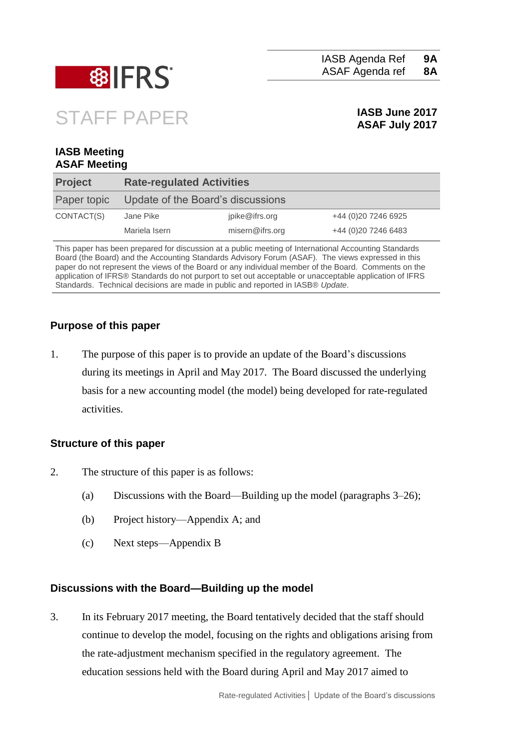| IASB Agenda Ref | 9A |
|---|---|
| ASAF Agenda ref | 8A |

# STAFF PAPER

**IASB June 2017**
**ASAF July 2017**

**IASB Meeting**
**ASAF Meeting**

| **Project** | **Rate-regulated Activities** | | |
|---|---|---|---|
| Paper topic | Update of the Board's discussions | | |
| CONTACT(S) | Jane Pike | jpike@ifrs.org | +44 (0)20 7246 6925 |
| | Mariela Isern | misern@ifrs.org | +44 (0)20 7246 6483 |

This paper has been prepared for discussion at a public meeting of International Accounting Standards Board (the Board) and the Accounting Standards Advisory Forum (ASAF). The views expressed in this paper do not represent the views of the Board or any individual member of the Board. Comments on the application of IFRS® Standards do not purport to set out acceptable or unacceptable application of IFRS Standards. Technical decisions are made in public and reported in IASB® *Update*.

## Purpose of this paper

1. The purpose of this paper is to provide an update of the Board's discussions during its meetings in April and May 2017. The Board discussed the underlying basis for a new accounting model (the model) being developed for rate-regulated activities.

## Structure of this paper

2. The structure of this paper is as follows:
   (a) Discussions with the Board—Building up the model (paragraphs 3–26);
   (b) Project history—Appendix A; and
   (c) Next steps—Appendix B

## Discussions with the Board—Building up the model

3. In its February 2017 meeting, the Board tentatively decided that the staff should continue to develop the model, focusing on the rights and obligations arising from the rate-adjustment mechanism specified in the regulatory agreement. The education sessions held with the Board during April and May 2017 aimed to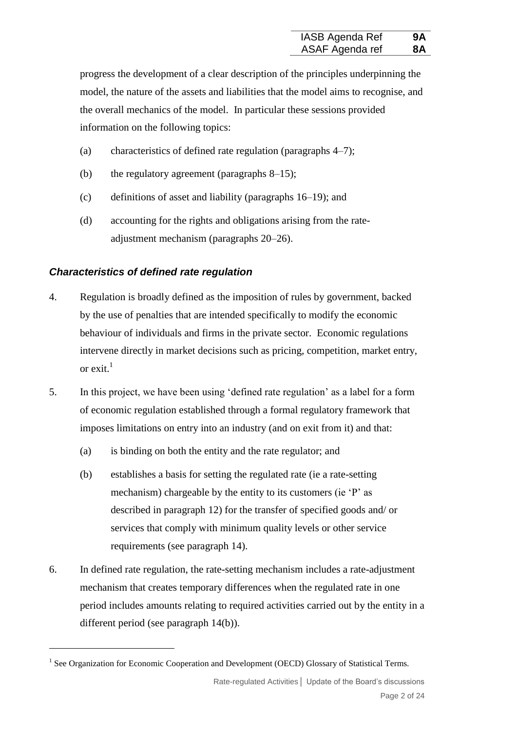progress the development of a clear description of the principles underpinning the model, the nature of the assets and liabilities that the model aims to recognise, and the overall mechanics of the model. In particular these sessions provided information on the following topics:

(a) characteristics of defined rate regulation (paragraphs 4–7);

(b) the regulatory agreement (paragraphs 8–15);

(c) definitions of asset and liability (paragraphs 16–19); and

(d) accounting for the rights and obligations arising from the rate-adjustment mechanism (paragraphs 20–26).

### *Characteristics of defined rate regulation*

4. Regulation is broadly defined as the imposition of rules by government, backed by the use of penalties that are intended specifically to modify the economic behaviour of individuals and firms in the private sector. Economic regulations intervene directly in market decisions such as pricing, competition, market entry, or exit.[1]

5. In this project, we have been using 'defined rate regulation' as a label for a form of economic regulation established through a formal regulatory framework that imposes limitations on entry into an industry (and on exit from it) and that:

   (a) is binding on both the entity and the rate regulator; and

   (b) establishes a basis for setting the regulated rate (ie a rate-setting mechanism) chargeable by the entity to its customers (ie 'P' as described in paragraph 12) for the transfer of specified goods and/ or services that comply with minimum quality levels or other service requirements (see paragraph 14).

6. In defined rate regulation, the rate-setting mechanism includes a rate-adjustment mechanism that creates temporary differences when the regulated rate in one period includes amounts relating to required activities carried out by the entity in a different period (see paragraph 14(b)).

---

[1] See Organization for Economic Cooperation and Development (OECD) Glossary of Statistical Terms.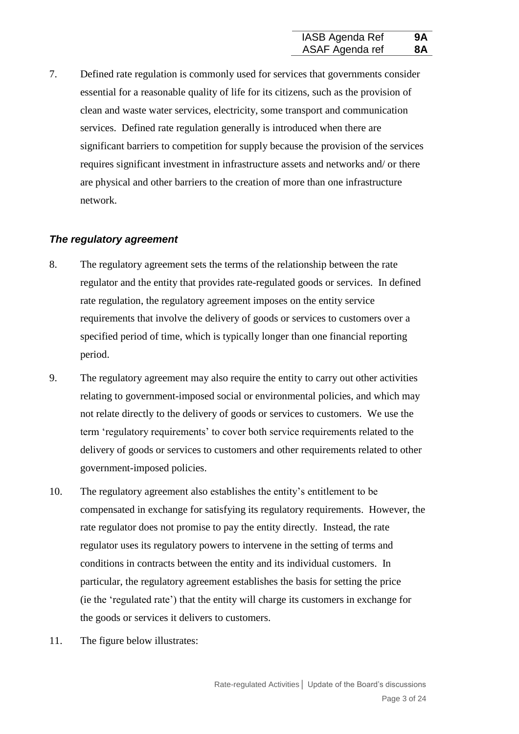7. Defined rate regulation is commonly used for services that governments consider essential for a reasonable quality of life for its citizens, such as the provision of clean and waste water services, electricity, some transport and communication services. Defined rate regulation generally is introduced when there are significant barriers to competition for supply because the provision of the services requires significant investment in infrastructure assets and networks and/ or there are physical and other barriers to the creation of more than one infrastructure network.

### *The regulatory agreement*

8. The regulatory agreement sets the terms of the relationship between the rate regulator and the entity that provides rate-regulated goods or services. In defined rate regulation, the regulatory agreement imposes on the entity service requirements that involve the delivery of goods or services to customers over a specified period of time, which is typically longer than one financial reporting period.

9. The regulatory agreement may also require the entity to carry out other activities relating to government-imposed social or environmental policies, and which may not relate directly to the delivery of goods or services to customers. We use the term 'regulatory requirements' to cover both service requirements related to the delivery of goods or services to customers and other requirements related to other government-imposed policies.

10. The regulatory agreement also establishes the entity's entitlement to be compensated in exchange for satisfying its regulatory requirements. However, the rate regulator does not promise to pay the entity directly. Instead, the rate regulator uses its regulatory powers to intervene in the setting of terms and conditions in contracts between the entity and its individual customers. In particular, the regulatory agreement establishes the basis for setting the price (ie the 'regulated rate') that the entity will charge its customers in exchange for the goods or services it delivers to customers.

11. The figure below illustrates: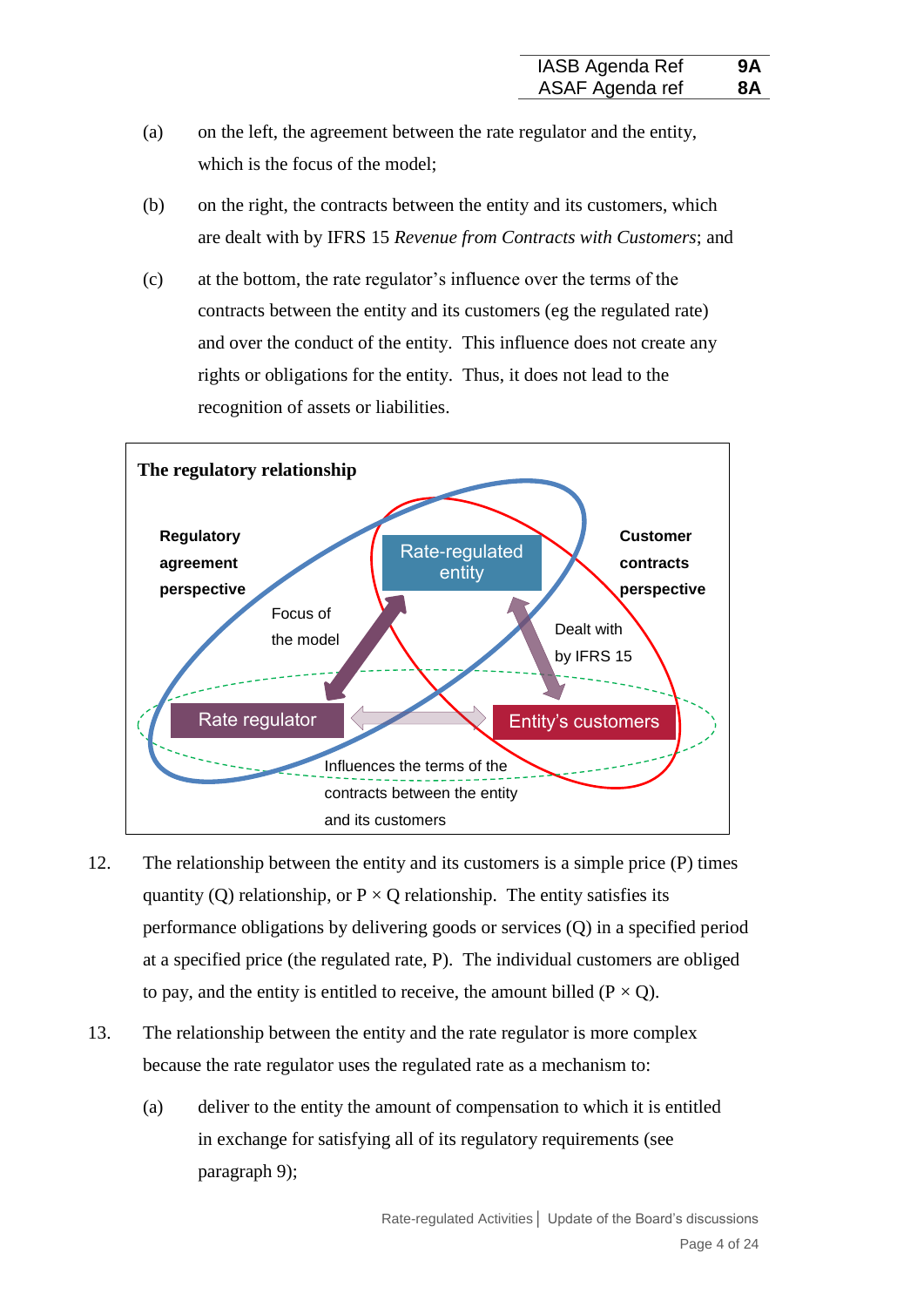(a) on the left, the agreement between the rate regulator and the entity, which is the focus of the model;

(b) on the right, the contracts between the entity and its customers, which are dealt with by IFRS 15 *Revenue from Contracts with Customers*; and

(c) at the bottom, the rate regulator's influence over the terms of the contracts between the entity and its customers (eg the regulated rate) and over the conduct of the entity. This influence does not create any rights or obligations for the entity. Thus, it does not lead to the recognition of assets or liabilities.

**The regulatory relationship**

**Regulatory agreement perspective**

**Customer contracts perspective**

Rate-regulated entity

Focus of the model

Dealt with by IFRS 15

Rate regulator

Entity's customers

Influences the terms of the contracts between the entity and its customers

12. The relationship between the entity and its customers is a simple price (P) times quantity (Q) relationship, or P × Q relationship. The entity satisfies its performance obligations by delivering goods or services (Q) in a specified period at a specified price (the regulated rate, P). The individual customers are obliged to pay, and the entity is entitled to receive, the amount billed (P × Q).

13. The relationship between the entity and the rate regulator is more complex because the rate regulator uses the regulated rate as a mechanism to:

    (a) deliver to the entity the amount of compensation to which it is entitled in exchange for satisfying all of its regulatory requirements (see paragraph 9);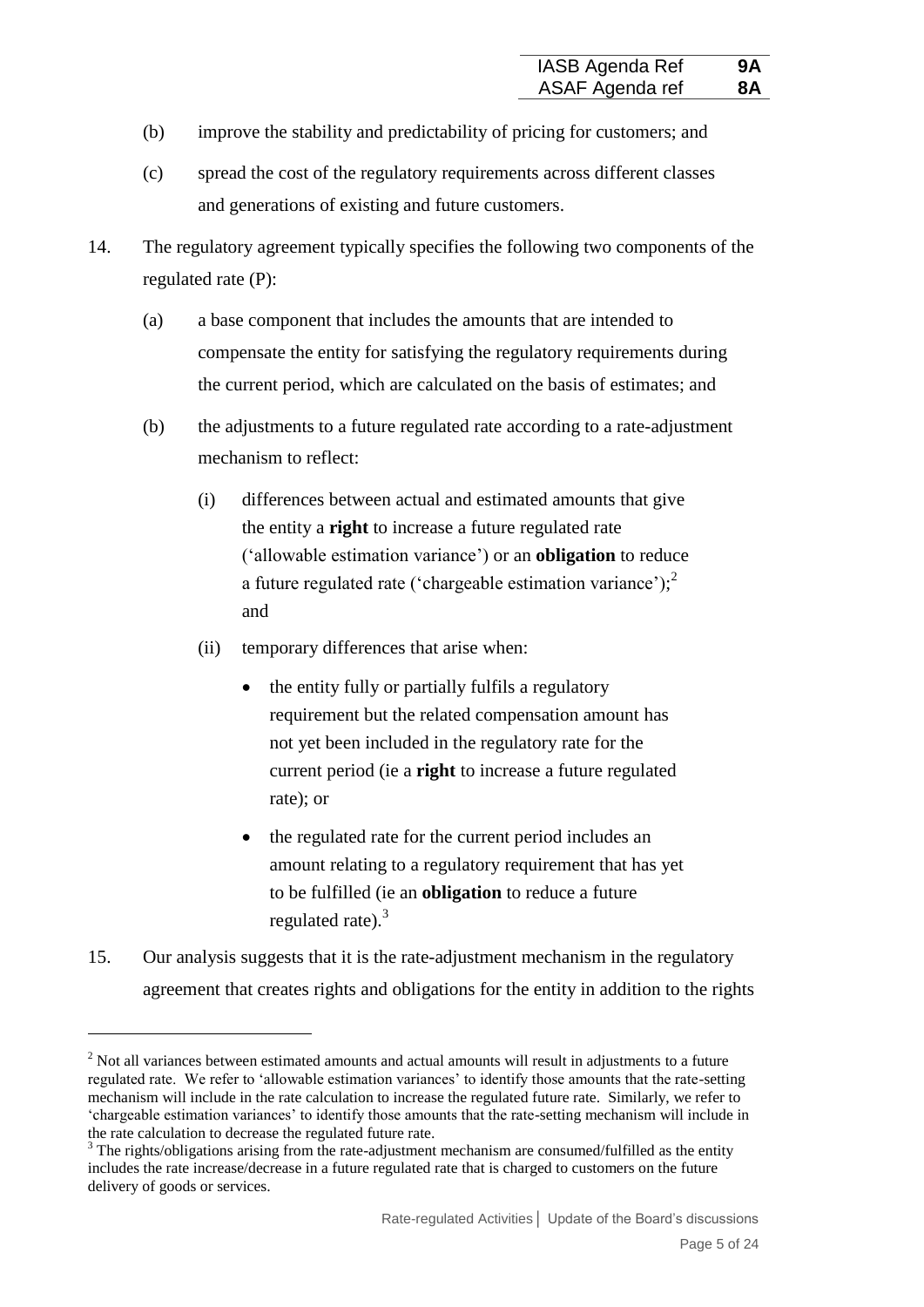(b) improve the stability and predictability of pricing for customers; and

(c) spread the cost of the regulatory requirements across different classes and generations of existing and future customers.

14. The regulatory agreement typically specifies the following two components of the regulated rate (P):

    (a) a base component that includes the amounts that are intended to compensate the entity for satisfying the regulatory requirements during the current period, which are calculated on the basis of estimates; and

    (b) the adjustments to a future regulated rate according to a rate-adjustment mechanism to reflect:

        (i) differences between actual and estimated amounts that give the entity a **right** to increase a future regulated rate ('allowable estimation variance') or an **obligation** to reduce a future regulated rate ('chargeable estimation variance');[2] and

        (ii) temporary differences that arise when:

        - the entity fully or partially fulfils a regulatory requirement but the related compensation amount has not yet been included in the regulatory rate for the current period (ie a **right** to increase a future regulated rate); or
        - the regulated rate for the current period includes an amount relating to a regulatory requirement that has yet to be fulfilled (ie an **obligation** to reduce a future regulated rate).[3]

15. Our analysis suggests that it is the rate-adjustment mechanism in the regulatory agreement that creates rights and obligations for the entity in addition to the rights

---

[2] Not all variances between estimated amounts and actual amounts will result in adjustments to a future regulated rate. We refer to 'allowable estimation variances' to identify those amounts that the rate-setting mechanism will include in the rate calculation to increase the regulated future rate. Similarly, we refer to 'chargeable estimation variances' to identify those amounts that the rate-setting mechanism will include in the rate calculation to decrease the regulated future rate.

[3] The rights/obligations arising from the rate-adjustment mechanism are consumed/fulfilled as the entity includes the rate increase/decrease in a future regulated rate that is charged to customers on the future delivery of goods or services.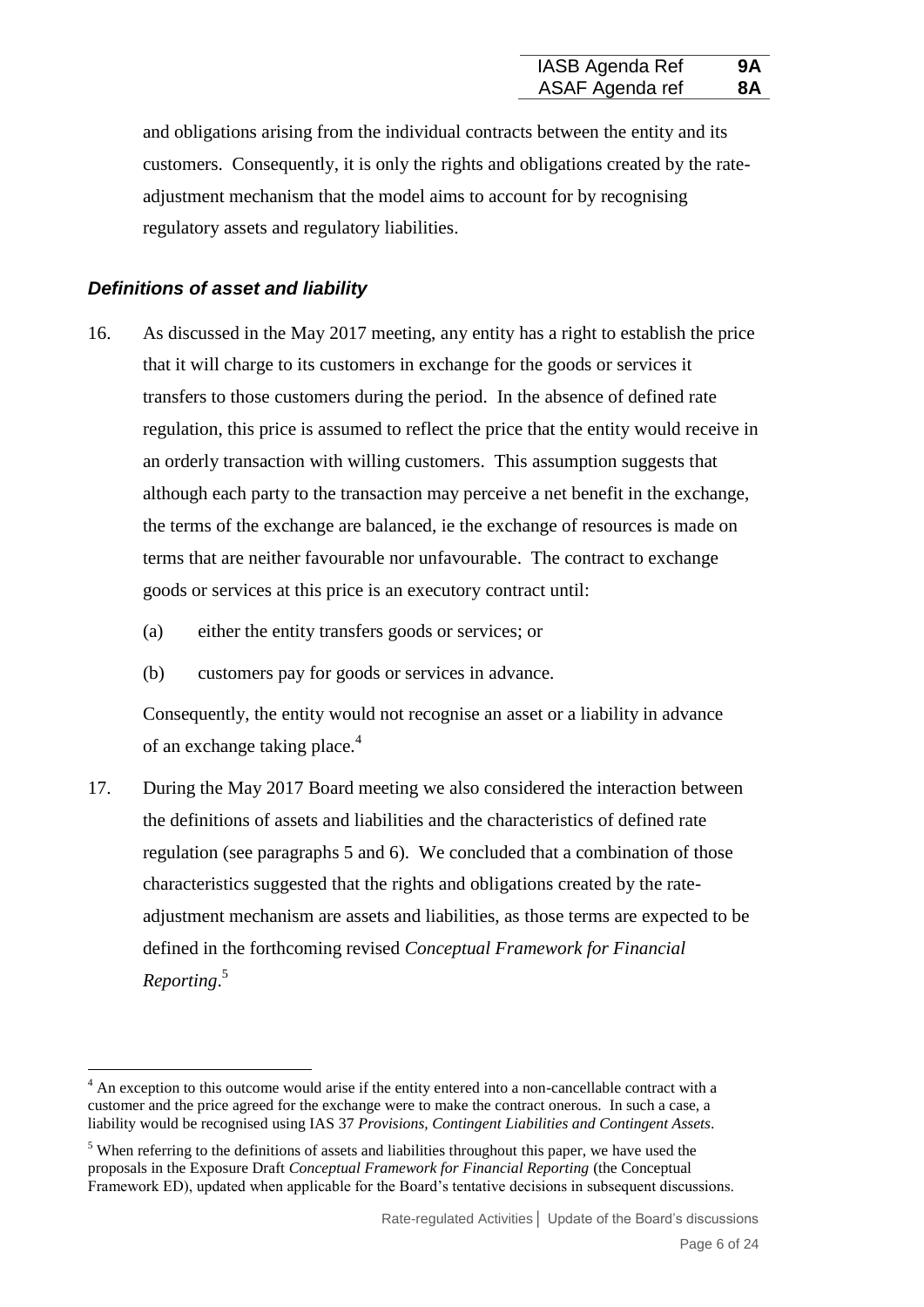and obligations arising from the individual contracts between the entity and its customers. Consequently, it is only the rights and obligations created by the rate-adjustment mechanism that the model aims to account for by recognising regulatory assets and regulatory liabilities.

### *Definitions of asset and liability*

16. As discussed in the May 2017 meeting, any entity has a right to establish the price that it will charge to its customers in exchange for the goods or services it transfers to those customers during the period. In the absence of defined rate regulation, this price is assumed to reflect the price that the entity would receive in an orderly transaction with willing customers. This assumption suggests that although each party to the transaction may perceive a net benefit in the exchange, the terms of the exchange are balanced, ie the exchange of resources is made on terms that are neither favourable nor unfavourable. The contract to exchange goods or services at this price is an executory contract until:

    (a) either the entity transfers goods or services; or

    (b) customers pay for goods or services in advance.

    Consequently, the entity would not recognise an asset or a liability in advance of an exchange taking place.[4]

17. During the May 2017 Board meeting we also considered the interaction between the definitions of assets and liabilities and the characteristics of defined rate regulation (see paragraphs 5 and 6). We concluded that a combination of those characteristics suggested that the rights and obligations created by the rate-adjustment mechanism are assets and liabilities, as those terms are expected to be defined in the forthcoming revised *Conceptual Framework for Financial Reporting*.[5]

---

[4] An exception to this outcome would arise if the entity entered into a non-cancellable contract with a customer and the price agreed for the exchange were to make the contract onerous. In such a case, a liability would be recognised using IAS 37 *Provisions, Contingent Liabilities and Contingent Assets*.

[5] When referring to the definitions of assets and liabilities throughout this paper, we have used the proposals in the Exposure Draft *Conceptual Framework for Financial Reporting* (the Conceptual Framework ED), updated when applicable for the Board's tentative decisions in subsequent discussions.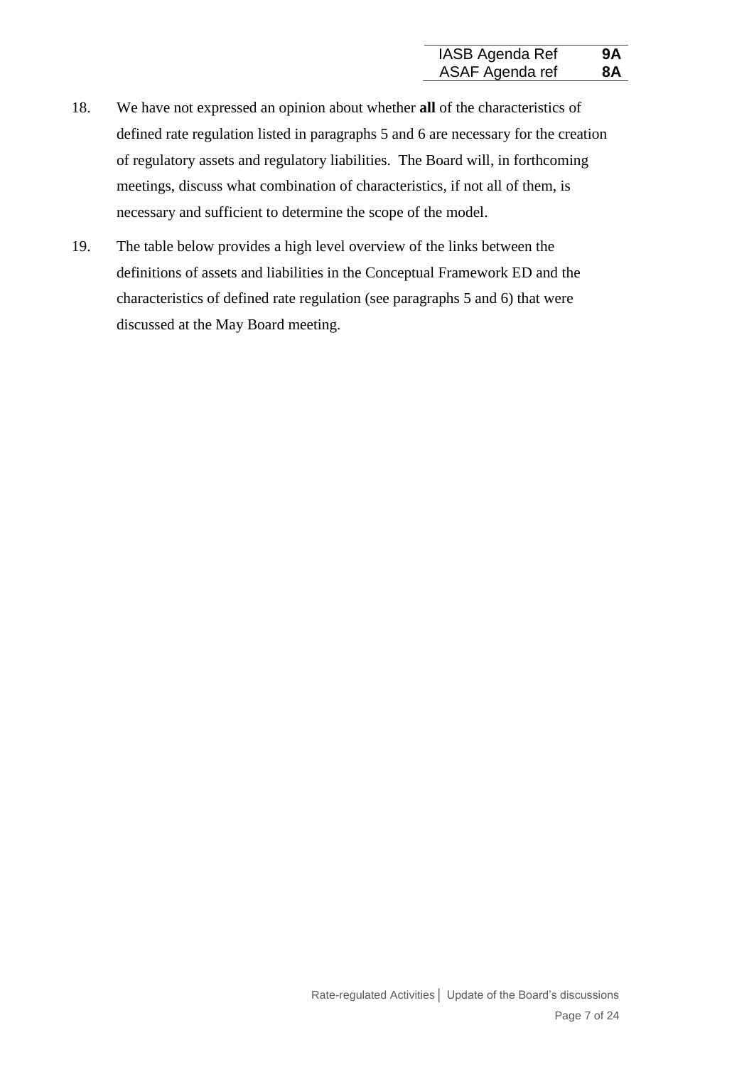18. We have not expressed an opinion about whether **all** of the characteristics of defined rate regulation listed in paragraphs 5 and 6 are necessary for the creation of regulatory assets and regulatory liabilities. The Board will, in forthcoming meetings, discuss what combination of characteristics, if not all of them, is necessary and sufficient to determine the scope of the model.

19. The table below provides a high level overview of the links between the definitions of assets and liabilities in the Conceptual Framework ED and the characteristics of defined rate regulation (see paragraphs 5 and 6) that were discussed at the May Board meeting.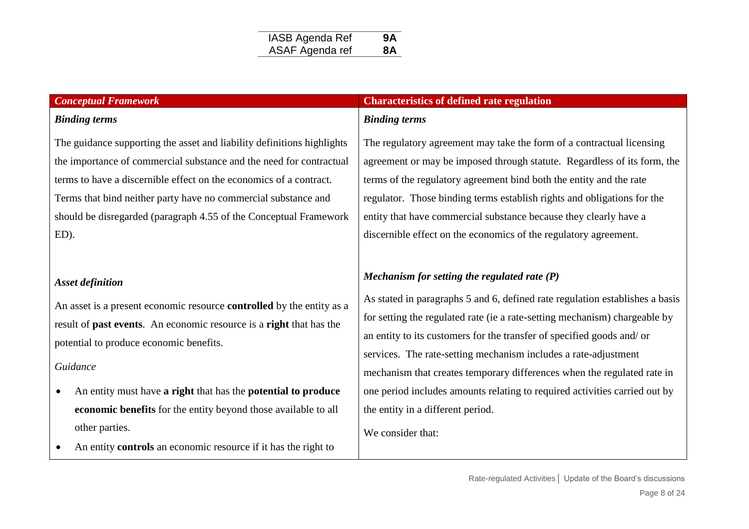| IASB Agenda Ref | 9A |
|---|---|
| ASAF Agenda ref | 8A |

| *Conceptual Framework* | Characteristics of defined rate regulation |
|---|---|
| ***Binding terms***<br><br>The guidance supporting the asset and liability definitions highlights the importance of commercial substance and the need for contractual terms to have a discernible effect on the economics of a contract. Terms that bind neither party have no commercial substance and should be disregarded (paragraph 4.55 of the Conceptual Framework ED). | ***Binding terms***<br><br>The regulatory agreement may take the form of a contractual licensing agreement or may be imposed through statute. Regardless of its form, the terms of the regulatory agreement bind both the entity and the rate regulator. Those binding terms establish rights and obligations for the entity that have commercial substance because they clearly have a discernible effect on the economics of the regulatory agreement. |
| ***Asset definition***<br><br>An asset is a present economic resource **controlled** by the entity as a result of **past events**. An economic resource is a **right** that has the potential to produce economic benefits.<br><br>*Guidance*<br><br>• An entity must have **a right** that has the **potential to produce economic benefits** for the entity beyond those available to all other parties.<br>• An entity **controls** an economic resource if it has the right to | ***Mechanism for setting the regulated rate (P)***<br><br>As stated in paragraphs 5 and 6, defined rate regulation establishes a basis for setting the regulated rate (ie a rate-setting mechanism) chargeable by an entity to its customers for the transfer of specified goods and/ or services. The rate-setting mechanism includes a rate-adjustment mechanism that creates temporary differences when the regulated rate in one period includes amounts relating to required activities carried out by the entity in a different period.<br><br>We consider that: |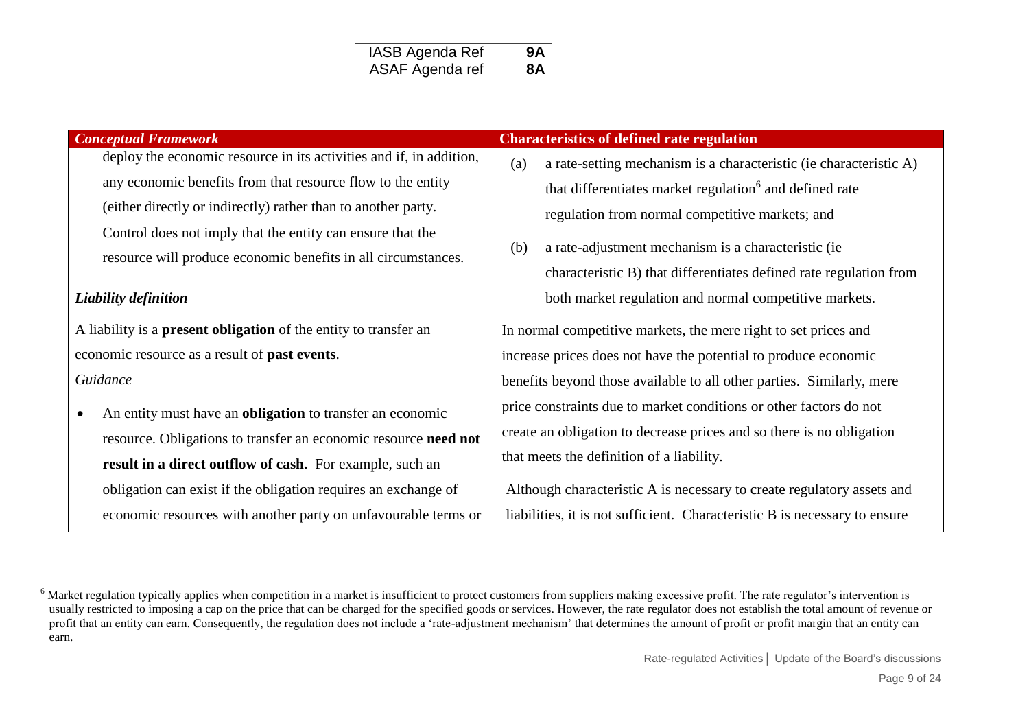| *Conceptual Framework* | **Characteristics of defined rate regulation** |
|---|---|
| deploy the economic resource in its activities and if, in addition, any economic benefits from that resource flow to the entity (either directly or indirectly) rather than to another party. Control does not imply that the entity can ensure that the resource will produce economic benefits in all circumstances.<br><br>***Liability definition***<br><br>A liability is a **present obligation** of the entity to transfer an economic resource as a result of **past events**.<br><br>*Guidance*<br><br>• An entity must have an **obligation** to transfer an economic resource. Obligations to transfer an economic resource **need not result in a direct outflow of cash.** For example, such an obligation can exist if the obligation requires an exchange of economic resources with another party on unfavourable terms or | (a) a rate-setting mechanism is a characteristic (ie characteristic A) that differentiates market regulation[6] and defined rate regulation from normal competitive markets; and<br><br>(b) a rate-adjustment mechanism is a characteristic (ie characteristic B) that differentiates defined rate regulation from both market regulation and normal competitive markets.<br><br>In normal competitive markets, the mere right to set prices and increase prices does not have the potential to produce economic benefits beyond those available to all other parties. Similarly, mere price constraints due to market conditions or other factors do not create an obligation to decrease prices and so there is no obligation that meets the definition of a liability.<br><br>Although characteristic A is necessary to create regulatory assets and liabilities, it is not sufficient. Characteristic B is necessary to ensure |

[6] Market regulation typically applies when competition in a market is insufficient to protect customers from suppliers making excessive profit. The rate regulator's intervention is usually restricted to imposing a cap on the price that can be charged for the specified goods or services. However, the rate regulator does not establish the total amount of revenue or profit that an entity can earn. Consequently, the regulation does not include a 'rate-adjustment mechanism' that determines the amount of profit or profit margin that an entity can earn.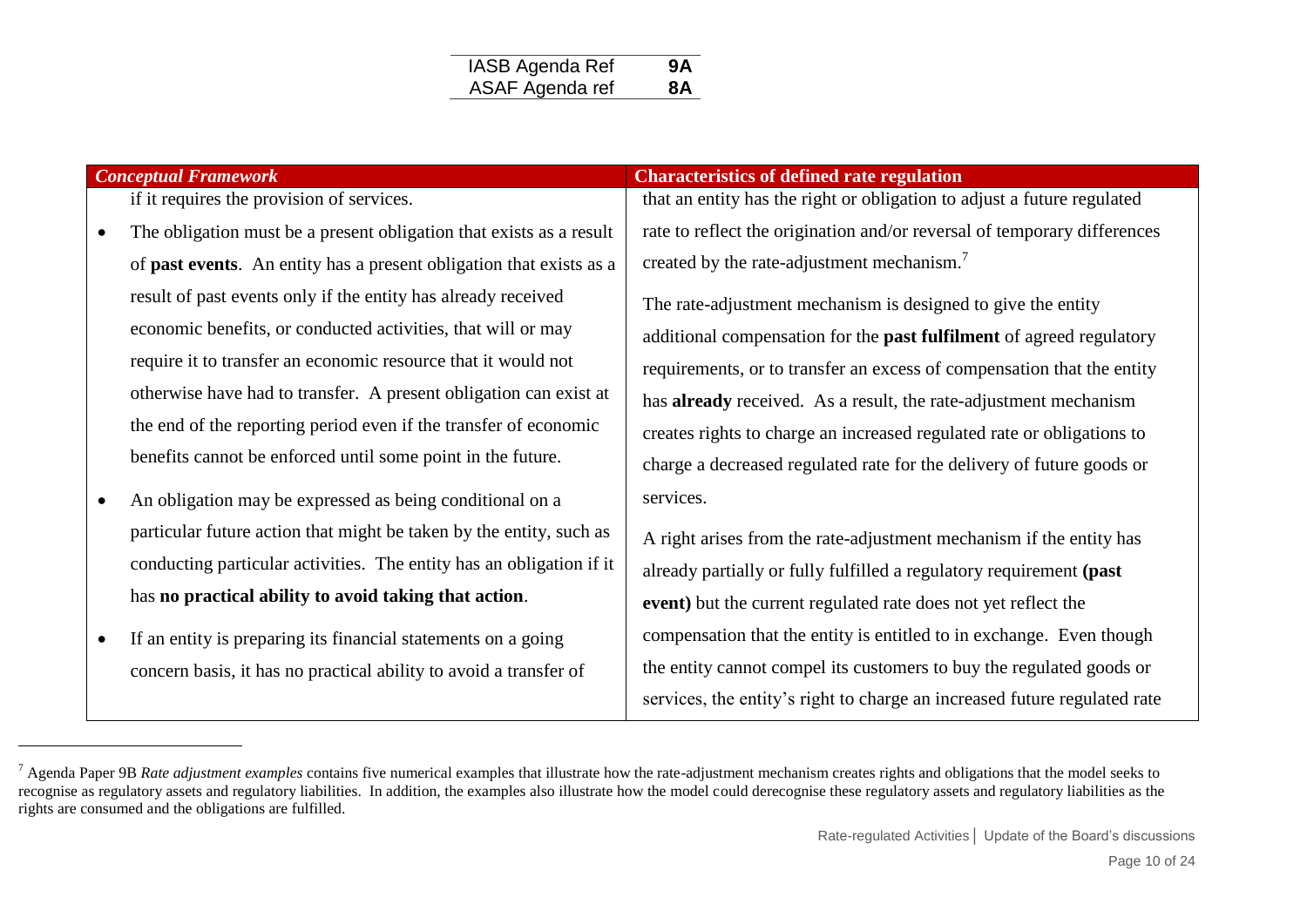| *Conceptual Framework* | Characteristics of defined rate regulation |
|---|---|
| if it requires the provision of services.<br>• The obligation must be a present obligation that exists as a result of **past events**. An entity has a present obligation that exists as a result of past events only if the entity has already received economic benefits, or conducted activities, that will or may require it to transfer an economic resource that it would not otherwise have had to transfer. A present obligation can exist at the end of the reporting period even if the transfer of economic benefits cannot be enforced until some point in the future.<br>• An obligation may be expressed as being conditional on a particular future action that might be taken by the entity, such as conducting particular activities. The entity has an obligation if it has **no practical ability to avoid taking that action**.<br>• If an entity is preparing its financial statements on a going concern basis, it has no practical ability to avoid a transfer of | that an entity has the right or obligation to adjust a future regulated rate to reflect the origination and/or reversal of temporary differences created by the rate-adjustment mechanism.[7]<br><br>The rate-adjustment mechanism is designed to give the entity additional compensation for the **past fulfilment** of agreed regulatory requirements, or to transfer an excess of compensation that the entity has **already** received. As a result, the rate-adjustment mechanism creates rights to charge an increased regulated rate or obligations to charge a decreased regulated rate for the delivery of future goods or services.<br><br>A right arises from the rate-adjustment mechanism if the entity has already partially or fully fulfilled a regulatory requirement **(past event)** but the current regulated rate does not yet reflect the compensation that the entity is entitled to in exchange. Even though the entity cannot compel its customers to buy the regulated goods or services, the entity's right to charge an increased future regulated rate |

[7] Agenda Paper 9B *Rate adjustment examples* contains five numerical examples that illustrate how the rate-adjustment mechanism creates rights and obligations that the model seeks to recognise as regulatory assets and regulatory liabilities. In addition, the examples also illustrate how the model could derecognise these regulatory assets and regulatory liabilities as the rights are consumed and the obligations are fulfilled.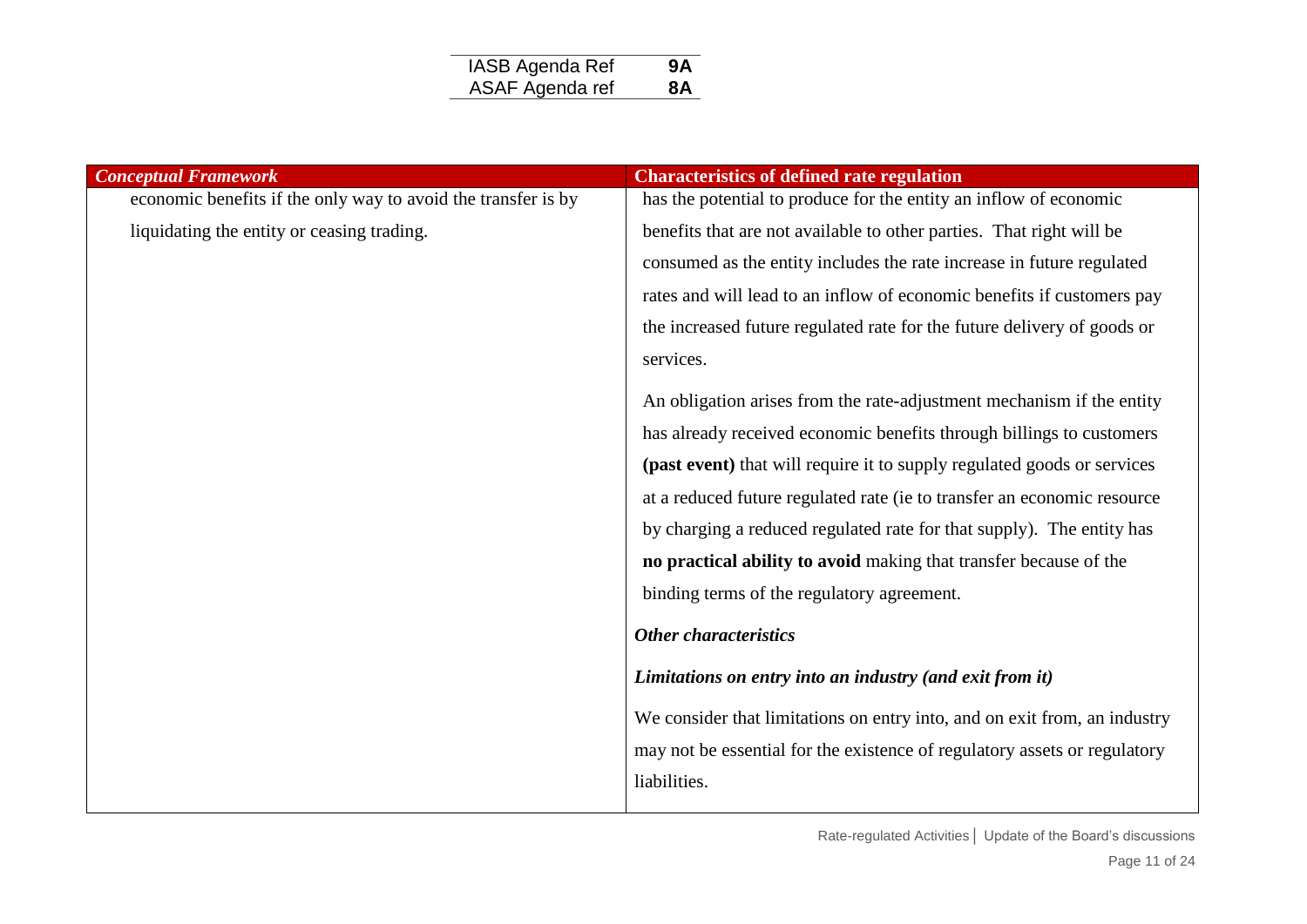| *Conceptual Framework* | **Characteristics of defined rate regulation** |
|---|---|
| economic benefits if the only way to avoid the transfer is by liquidating the entity or ceasing trading. | has the potential to produce for the entity an inflow of economic benefits that are not available to other parties. That right will be consumed as the entity includes the rate increase in future regulated rates and will lead to an inflow of economic benefits if customers pay the increased future regulated rate for the future delivery of goods or services.<br><br>An obligation arises from the rate-adjustment mechanism if the entity has already received economic benefits through billings to customers **(past event)** that will require it to supply regulated goods or services at a reduced future regulated rate (ie to transfer an economic resource by charging a reduced regulated rate for that supply). The entity has **no practical ability to avoid** making that transfer because of the binding terms of the regulatory agreement.<br><br>***Other characteristics***<br><br>***Limitations on entry into an industry (and exit from it)***<br><br>We consider that limitations on entry into, and on exit from, an industry may not be essential for the existence of regulatory assets or regulatory liabilities. |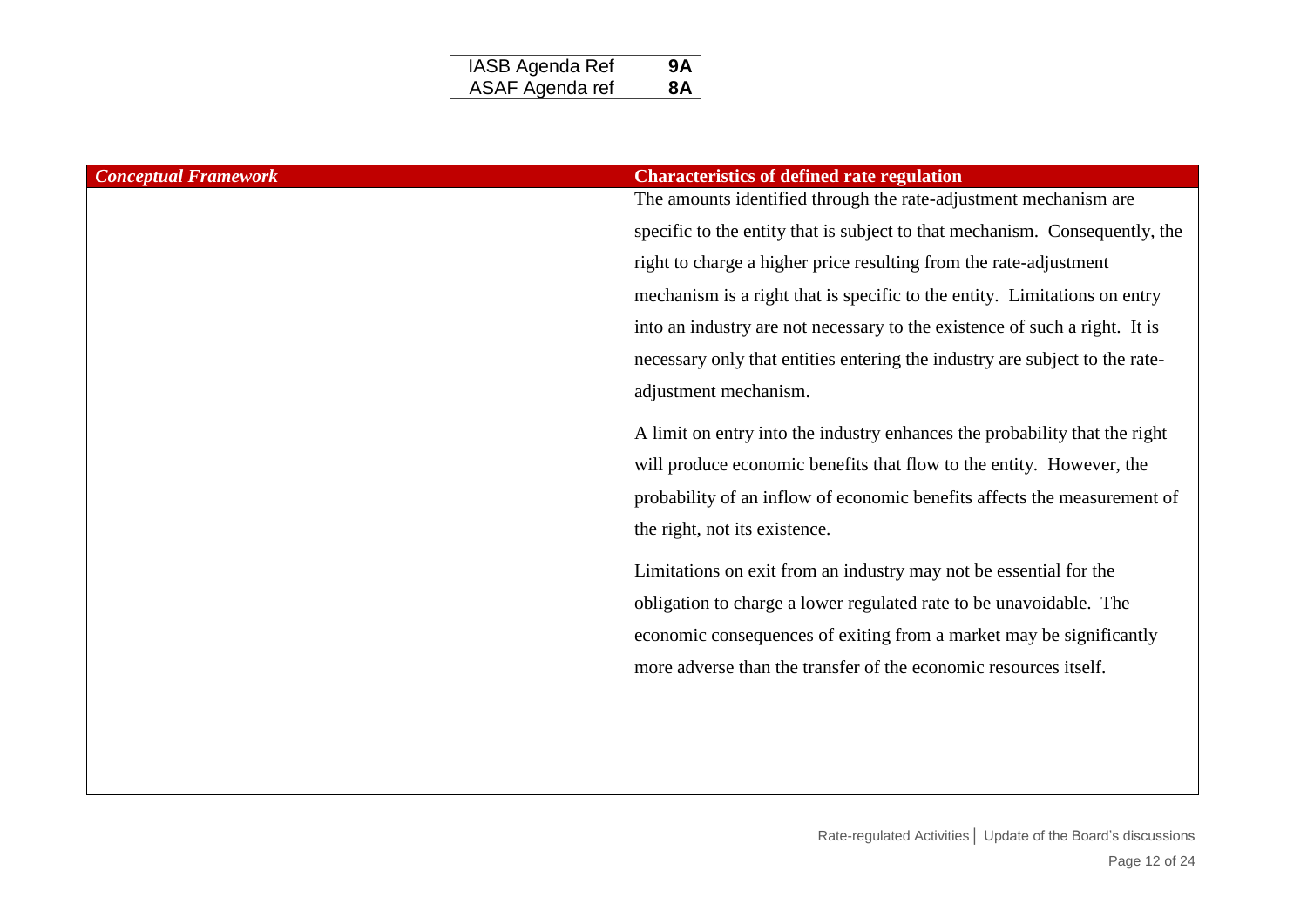| *Conceptual Framework* | **Characteristics of defined rate regulation** |
| --- | --- |
| | The amounts identified through the rate-adjustment mechanism are specific to the entity that is subject to that mechanism. Consequently, the right to charge a higher price resulting from the rate-adjustment mechanism is a right that is specific to the entity. Limitations on entry into an industry are not necessary to the existence of such a right. It is necessary only that entities entering the industry are subject to the rate-adjustment mechanism.<br><br>A limit on entry into the industry enhances the probability that the right will produce economic benefits that flow to the entity. However, the probability of an inflow of economic benefits affects the measurement of the right, not its existence.<br><br>Limitations on exit from an industry may not be essential for the obligation to charge a lower regulated rate to be unavoidable. The economic consequences of exiting from a market may be significantly more adverse than the transfer of the economic resources itself. |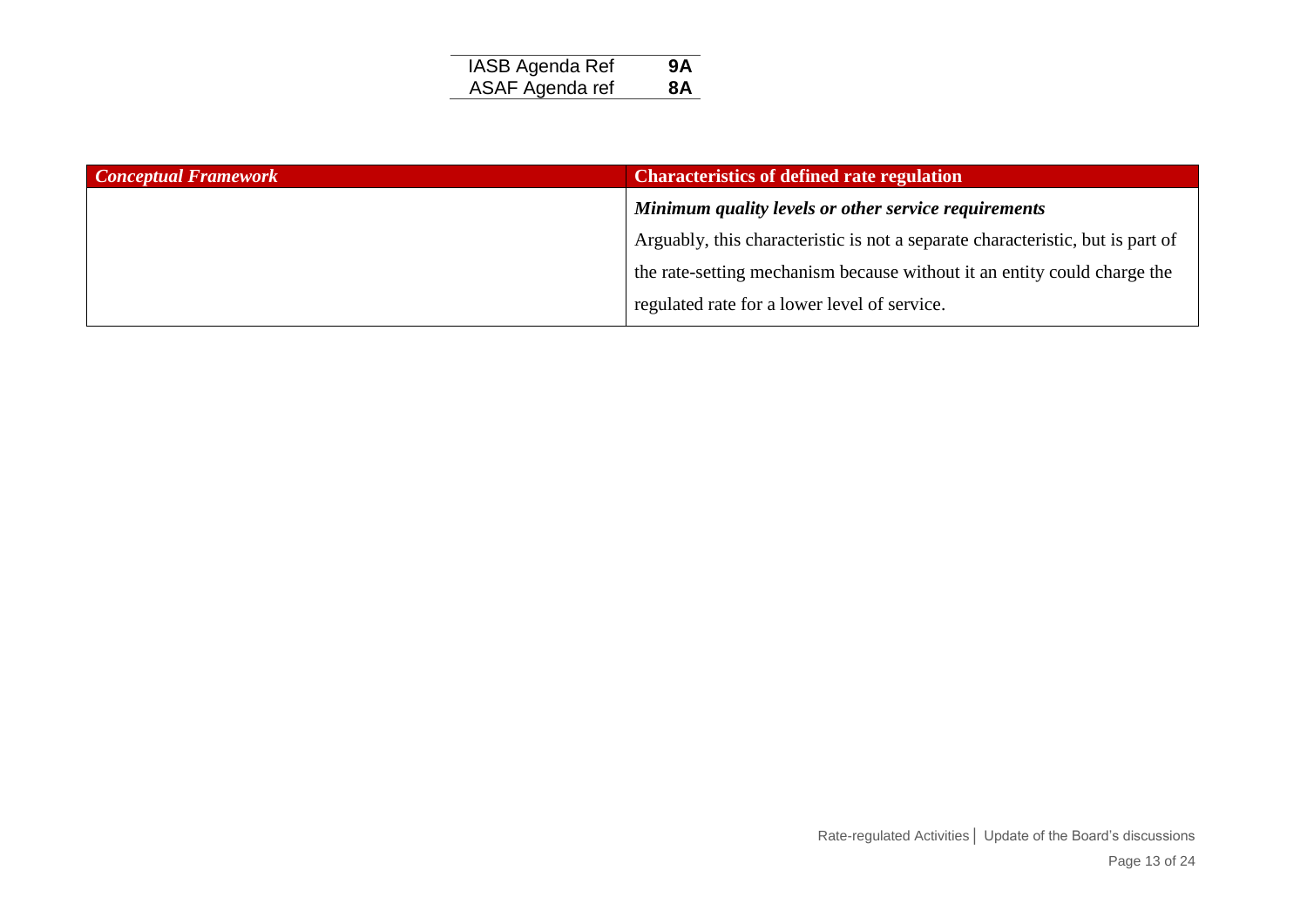| Conceptual Framework | Characteristics of defined rate regulation |
| --- | --- |
| | ***Minimum quality levels or other service requirements*** Arguably, this characteristic is not a separate characteristic, but is part of the rate-setting mechanism because without it an entity could charge the regulated rate for a lower level of service. |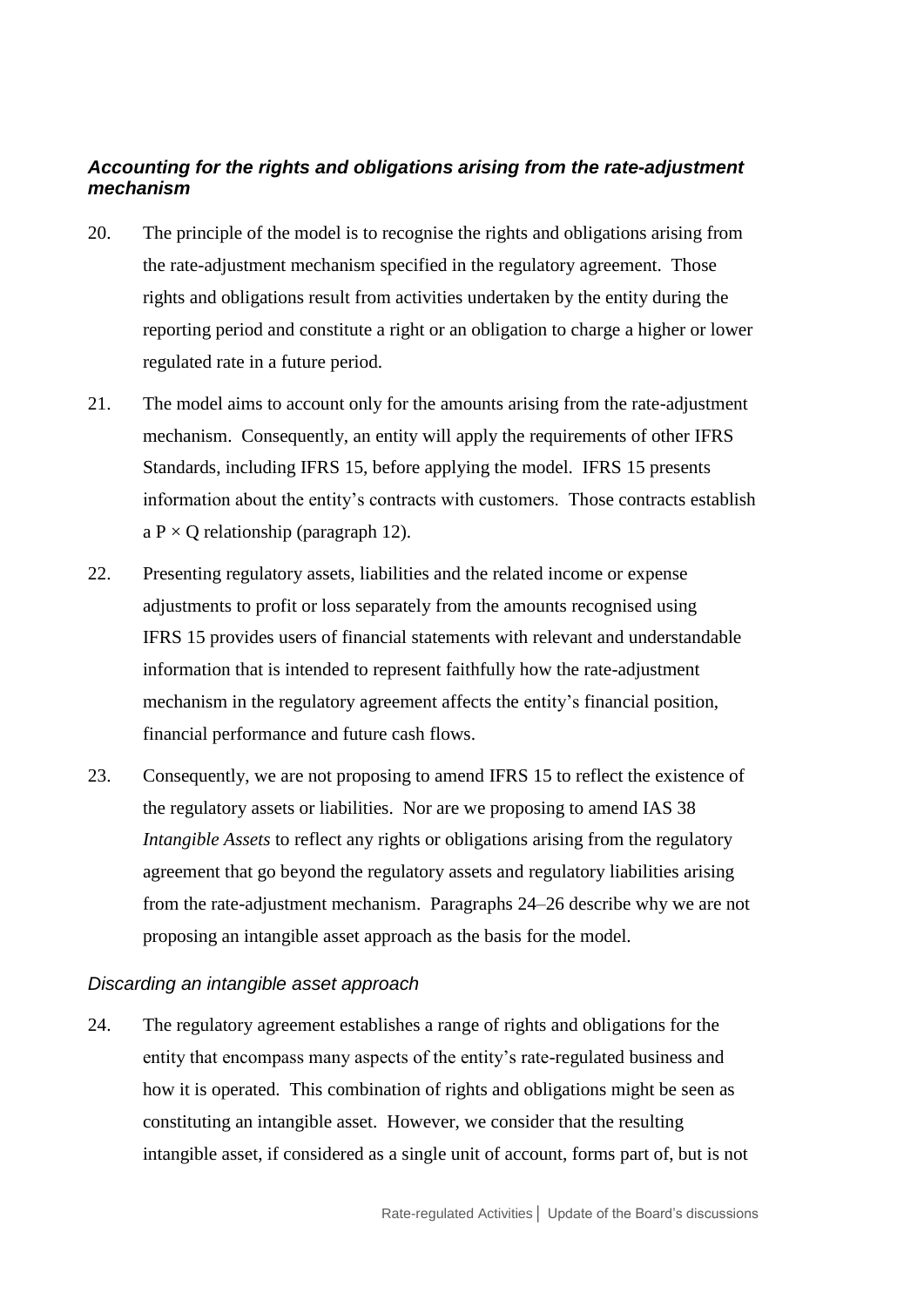### *Accounting for the rights and obligations arising from the rate-adjustment mechanism*

20. The principle of the model is to recognise the rights and obligations arising from the rate-adjustment mechanism specified in the regulatory agreement. Those rights and obligations result from activities undertaken by the entity during the reporting period and constitute a right or an obligation to charge a higher or lower regulated rate in a future period.

21. The model aims to account only for the amounts arising from the rate-adjustment mechanism. Consequently, an entity will apply the requirements of other IFRS Standards, including IFRS 15, before applying the model. IFRS 15 presents information about the entity's contracts with customers. Those contracts establish a $P \times Q$ relationship (paragraph 12).

22. Presenting regulatory assets, liabilities and the related income or expense adjustments to profit or loss separately from the amounts recognised using IFRS 15 provides users of financial statements with relevant and understandable information that is intended to represent faithfully how the rate-adjustment mechanism in the regulatory agreement affects the entity's financial position, financial performance and future cash flows.

23. Consequently, we are not proposing to amend IFRS 15 to reflect the existence of the regulatory assets or liabilities. Nor are we proposing to amend IAS 38 *Intangible Assets* to reflect any rights or obligations arising from the regulatory agreement that go beyond the regulatory assets and regulatory liabilities arising from the rate-adjustment mechanism. Paragraphs 24–26 describe why we are not proposing an intangible asset approach as the basis for the model.

#### *Discarding an intangible asset approach*

24. The regulatory agreement establishes a range of rights and obligations for the entity that encompass many aspects of the entity's rate-regulated business and how it is operated. This combination of rights and obligations might be seen as constituting an intangible asset. However, we consider that the resulting intangible asset, if considered as a single unit of account, forms part of, but is not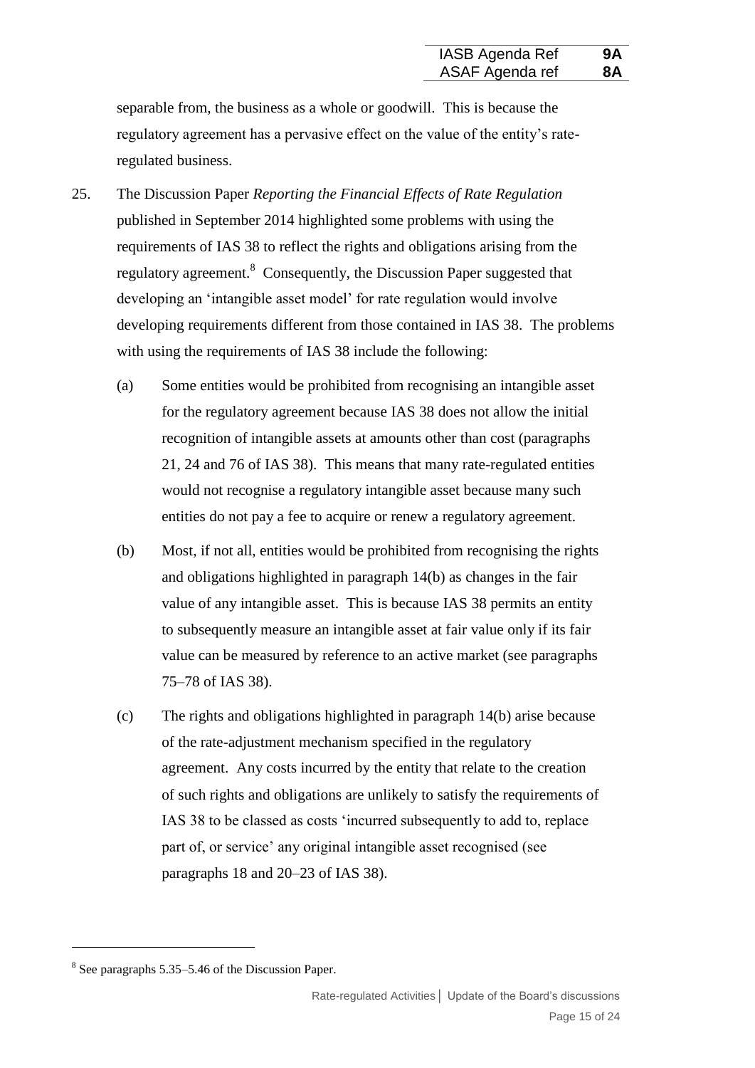separable from, the business as a whole or goodwill. This is because the regulatory agreement has a pervasive effect on the value of the entity's rate-regulated business.

25. The Discussion Paper *Reporting the Financial Effects of Rate Regulation* published in September 2014 highlighted some problems with using the requirements of IAS 38 to reflect the rights and obligations arising from the regulatory agreement.[8] Consequently, the Discussion Paper suggested that developing an 'intangible asset model' for rate regulation would involve developing requirements different from those contained in IAS 38. The problems with using the requirements of IAS 38 include the following:

    (a) Some entities would be prohibited from recognising an intangible asset for the regulatory agreement because IAS 38 does not allow the initial recognition of intangible assets at amounts other than cost (paragraphs 21, 24 and 76 of IAS 38). This means that many rate-regulated entities would not recognise a regulatory intangible asset because many such entities do not pay a fee to acquire or renew a regulatory agreement.

    (b) Most, if not all, entities would be prohibited from recognising the rights and obligations highlighted in paragraph 14(b) as changes in the fair value of any intangible asset. This is because IAS 38 permits an entity to subsequently measure an intangible asset at fair value only if its fair value can be measured by reference to an active market (see paragraphs 75–78 of IAS 38).

    (c) The rights and obligations highlighted in paragraph 14(b) arise because of the rate-adjustment mechanism specified in the regulatory agreement. Any costs incurred by the entity that relate to the creation of such rights and obligations are unlikely to satisfy the requirements of IAS 38 to be classed as costs 'incurred subsequently to add to, replace part of, or service' any original intangible asset recognised (see paragraphs 18 and 20–23 of IAS 38).

---

[8] See paragraphs 5.35–5.46 of the Discussion Paper.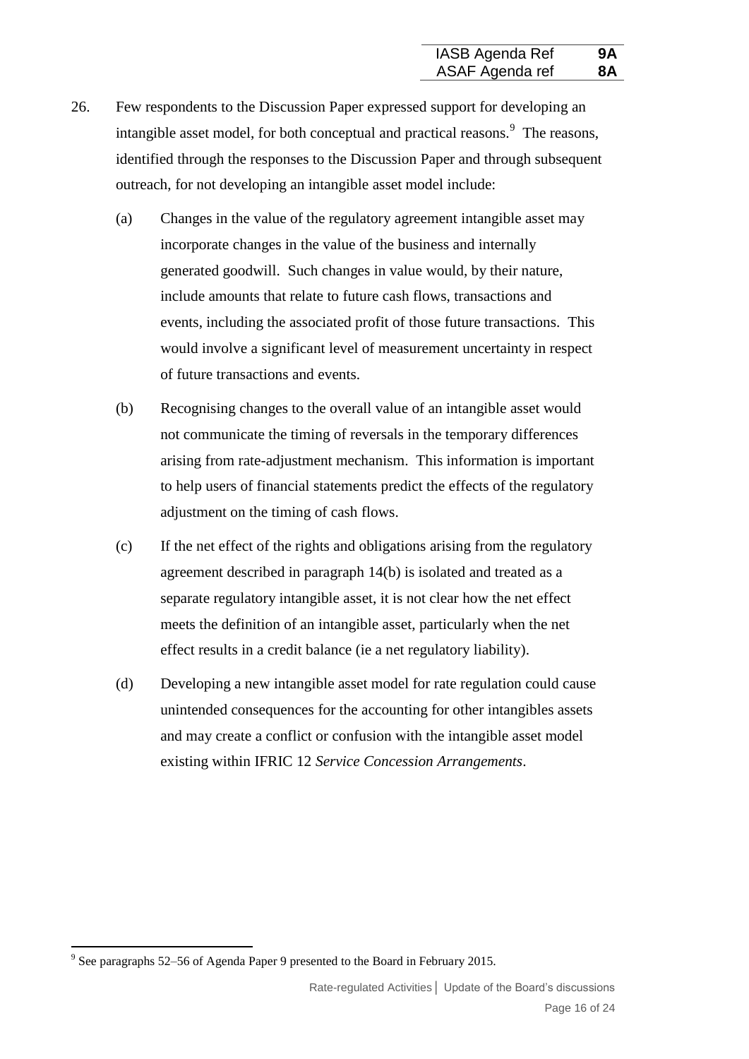26. Few respondents to the Discussion Paper expressed support for developing an intangible asset model, for both conceptual and practical reasons.[9] The reasons, identified through the responses to the Discussion Paper and through subsequent outreach, for not developing an intangible asset model include:

    (a) Changes in the value of the regulatory agreement intangible asset may incorporate changes in the value of the business and internally generated goodwill. Such changes in value would, by their nature, include amounts that relate to future cash flows, transactions and events, including the associated profit of those future transactions. This would involve a significant level of measurement uncertainty in respect of future transactions and events.

    (b) Recognising changes to the overall value of an intangible asset would not communicate the timing of reversals in the temporary differences arising from rate-adjustment mechanism. This information is important to help users of financial statements predict the effects of the regulatory adjustment on the timing of cash flows.

    (c) If the net effect of the rights and obligations arising from the regulatory agreement described in paragraph 14(b) is isolated and treated as a separate regulatory intangible asset, it is not clear how the net effect meets the definition of an intangible asset, particularly when the net effect results in a credit balance (ie a net regulatory liability).

    (d) Developing a new intangible asset model for rate regulation could cause unintended consequences for the accounting for other intangibles assets and may create a conflict or confusion with the intangible asset model existing within IFRIC 12 *Service Concession Arrangements*.

[9] See paragraphs 52–56 of Agenda Paper 9 presented to the Board in February 2015.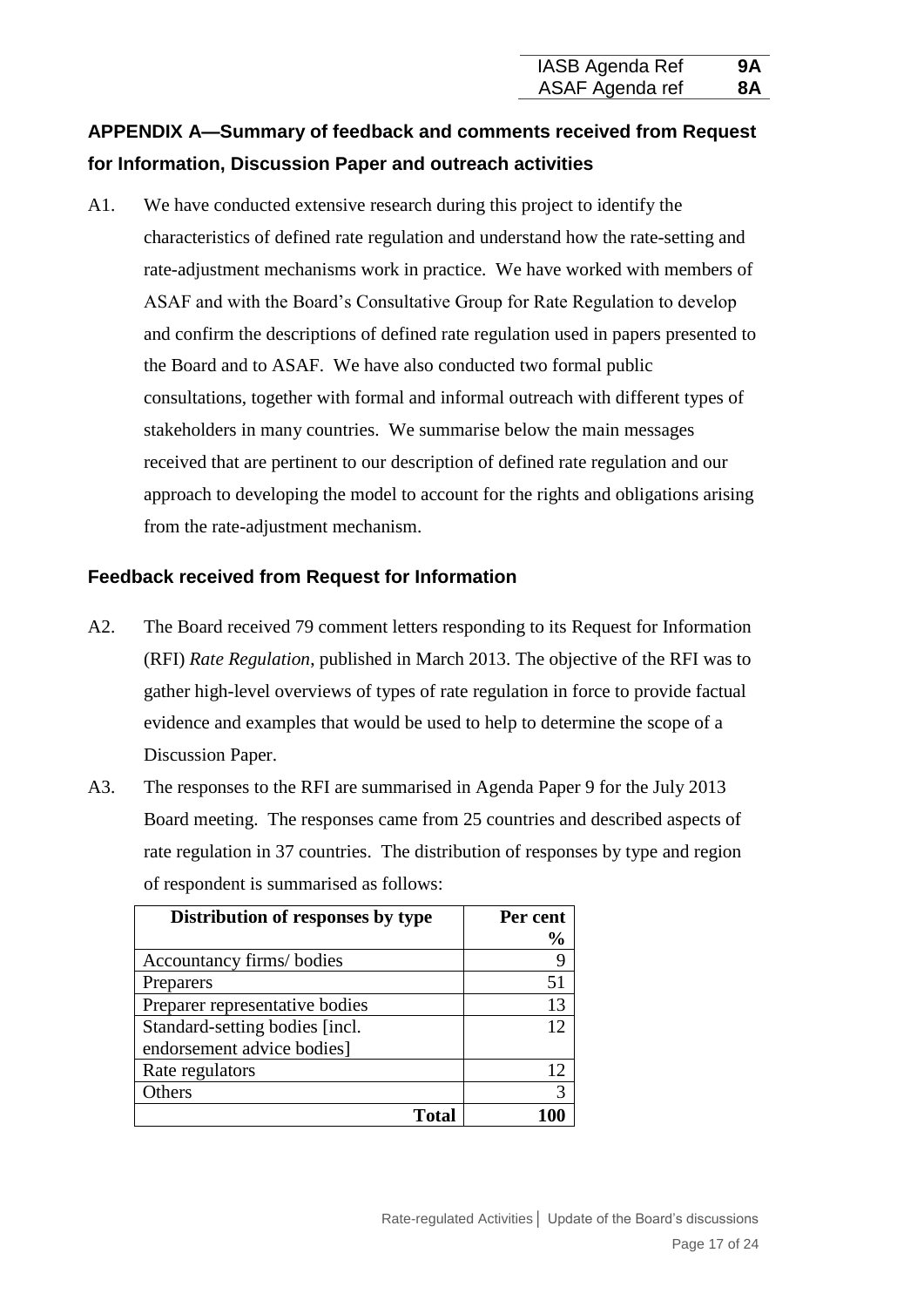## APPENDIX A—Summary of feedback and comments received from Request for Information, Discussion Paper and outreach activities

A1. We have conducted extensive research during this project to identify the characteristics of defined rate regulation and understand how the rate-setting and rate-adjustment mechanisms work in practice. We have worked with members of ASAF and with the Board's Consultative Group for Rate Regulation to develop and confirm the descriptions of defined rate regulation used in papers presented to the Board and to ASAF. We have also conducted two formal public consultations, together with formal and informal outreach with different types of stakeholders in many countries. We summarise below the main messages received that are pertinent to our description of defined rate regulation and our approach to developing the model to account for the rights and obligations arising from the rate-adjustment mechanism.

### Feedback received from Request for Information

A2. The Board received 79 comment letters responding to its Request for Information (RFI) *Rate Regulation*, published in March 2013. The objective of the RFI was to gather high-level overviews of types of rate regulation in force to provide factual evidence and examples that would be used to help to determine the scope of a Discussion Paper.

A3. The responses to the RFI are summarised in Agenda Paper 9 for the July 2013 Board meeting. The responses came from 25 countries and described aspects of rate regulation in 37 countries. The distribution of responses by type and region of respondent is summarised as follows:

| Distribution of responses by type | Per cent % |
|---|---|
| Accountancy firms/ bodies | 9 |
| Preparers | 51 |
| Preparer representative bodies | 13 |
| Standard-setting bodies [incl. endorsement advice bodies] | 12 |
| Rate regulators | 12 |
| Others | 3 |
| **Total** | **100** |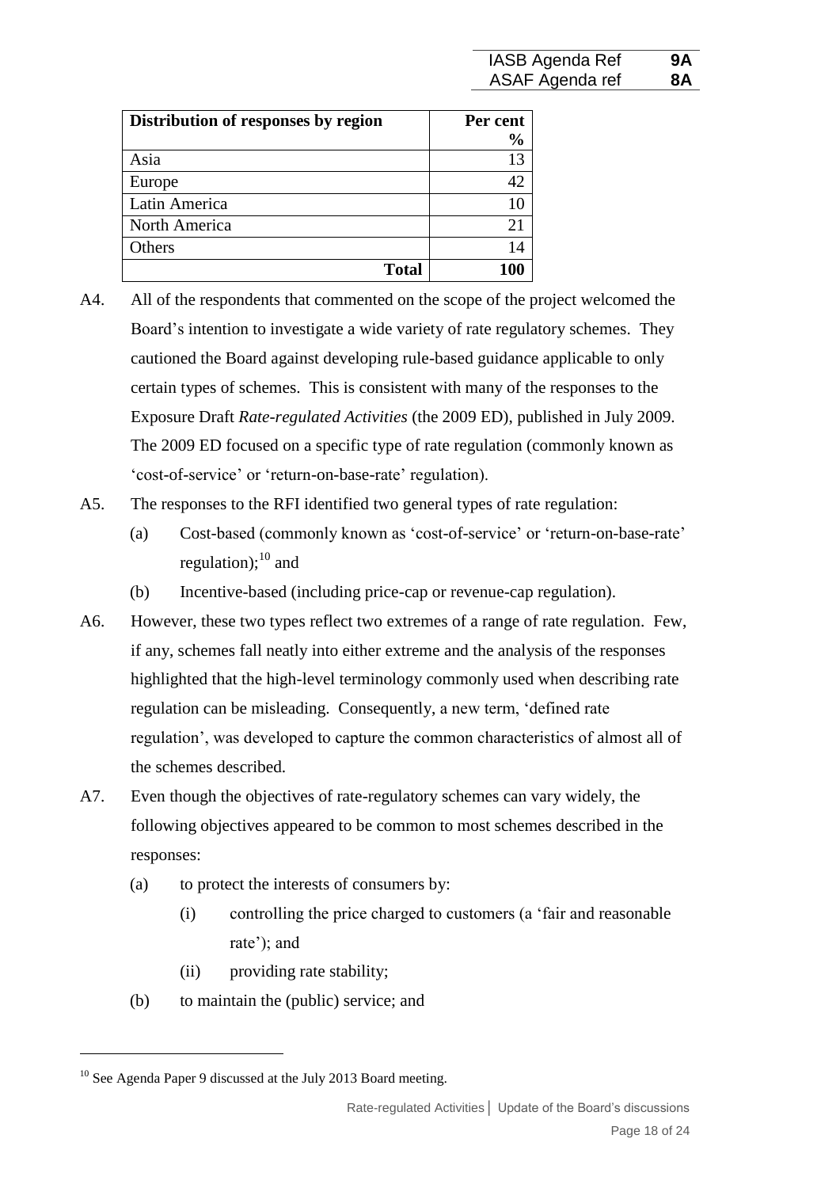| Distribution of responses by region | Per cent % |
|---|---|
| Asia | 13 |
| Europe | 42 |
| Latin America | 10 |
| North America | 21 |
| Others | 14 |
| **Total** | **100** |

A4. All of the respondents that commented on the scope of the project welcomed the Board's intention to investigate a wide variety of rate regulatory schemes. They cautioned the Board against developing rule-based guidance applicable to only certain types of schemes. This is consistent with many of the responses to the Exposure Draft *Rate-regulated Activities* (the 2009 ED), published in July 2009. The 2009 ED focused on a specific type of rate regulation (commonly known as 'cost-of-service' or 'return-on-base-rate' regulation).

A5. The responses to the RFI identified two general types of rate regulation:

(a) Cost-based (commonly known as 'cost-of-service' or 'return-on-base-rate' regulation);[10] and

(b) Incentive-based (including price-cap or revenue-cap regulation).

A6. However, these two types reflect two extremes of a range of rate regulation. Few, if any, schemes fall neatly into either extreme and the analysis of the responses highlighted that the high-level terminology commonly used when describing rate regulation can be misleading. Consequently, a new term, 'defined rate regulation', was developed to capture the common characteristics of almost all of the schemes described.

A7. Even though the objectives of rate-regulatory schemes can vary widely, the following objectives appeared to be common to most schemes described in the responses:

(a) to protect the interests of consumers by:

(i) controlling the price charged to customers (a 'fair and reasonable rate'); and

(ii) providing rate stability;

(b) to maintain the (public) service; and

[10] See Agenda Paper 9 discussed at the July 2013 Board meeting.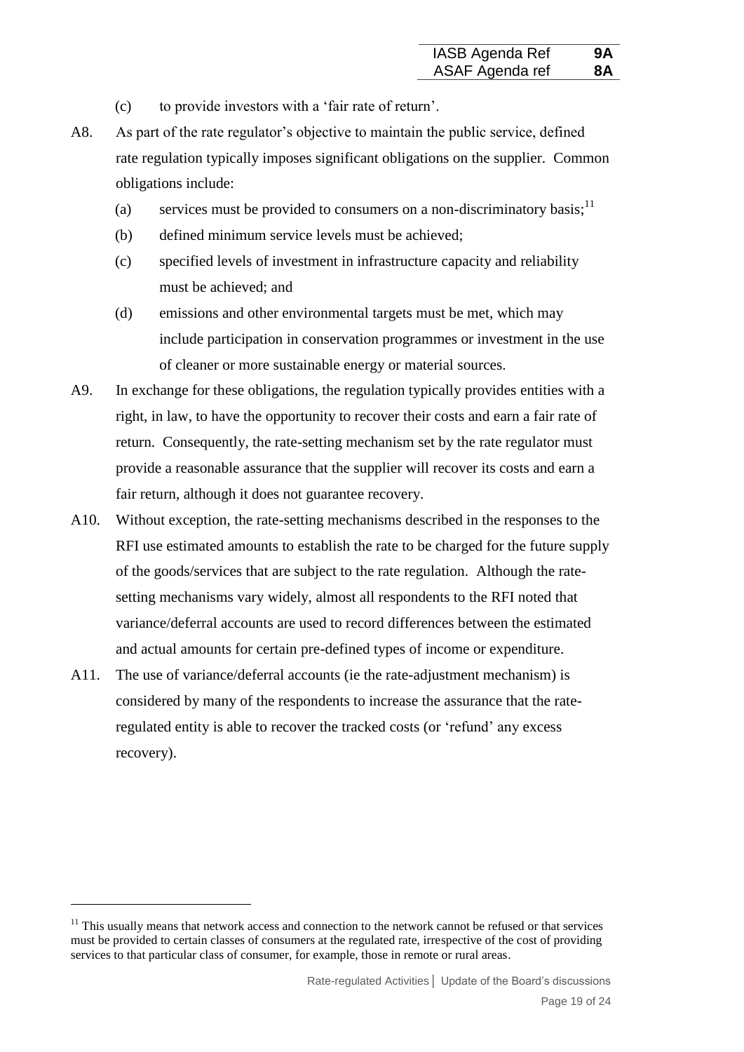(c) to provide investors with a 'fair rate of return'.

A8. As part of the rate regulator's objective to maintain the public service, defined rate regulation typically imposes significant obligations on the supplier. Common obligations include:

(a) services must be provided to consumers on a non-discriminatory basis;[11]

(b) defined minimum service levels must be achieved;

(c) specified levels of investment in infrastructure capacity and reliability must be achieved; and

(d) emissions and other environmental targets must be met, which may include participation in conservation programmes or investment in the use of cleaner or more sustainable energy or material sources.

A9. In exchange for these obligations, the regulation typically provides entities with a right, in law, to have the opportunity to recover their costs and earn a fair rate of return. Consequently, the rate-setting mechanism set by the rate regulator must provide a reasonable assurance that the supplier will recover its costs and earn a fair return, although it does not guarantee recovery.

A10. Without exception, the rate-setting mechanisms described in the responses to the RFI use estimated amounts to establish the rate to be charged for the future supply of the goods/services that are subject to the rate regulation. Although the rate-setting mechanisms vary widely, almost all respondents to the RFI noted that variance/deferral accounts are used to record differences between the estimated and actual amounts for certain pre-defined types of income or expenditure.

A11. The use of variance/deferral accounts (ie the rate-adjustment mechanism) is considered by many of the respondents to increase the assurance that the rate-regulated entity is able to recover the tracked costs (or 'refund' any excess recovery).

[11] This usually means that network access and connection to the network cannot be refused or that services must be provided to certain classes of consumers at the regulated rate, irrespective of the cost of providing services to that particular class of consumer, for example, those in remote or rural areas.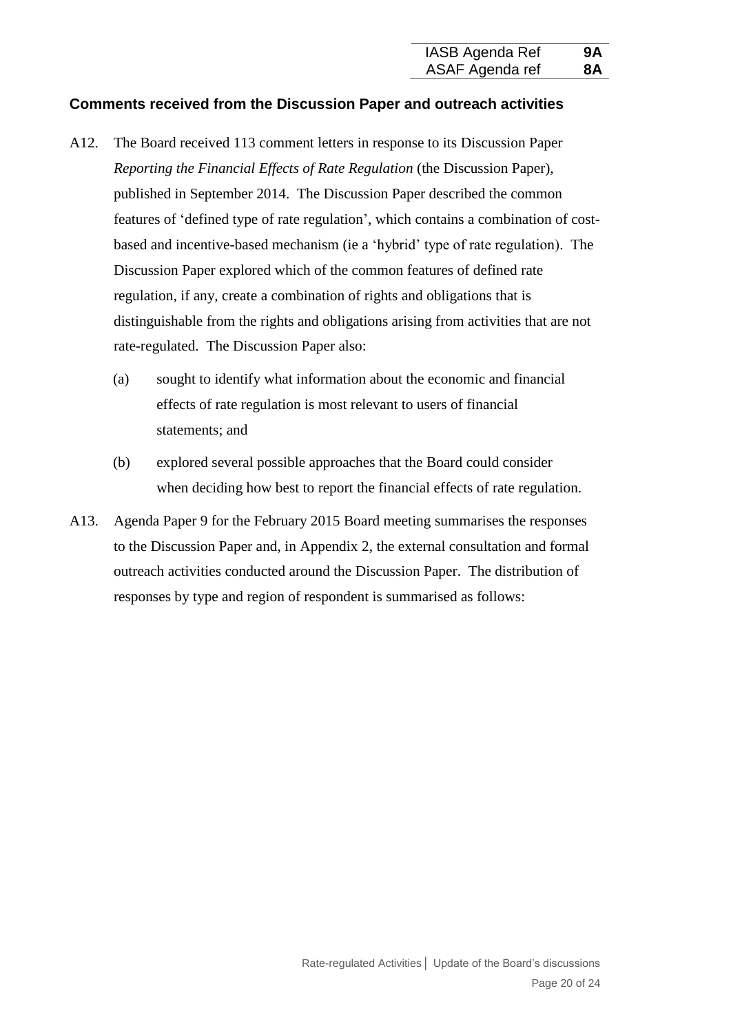### Comments received from the Discussion Paper and outreach activities

A12. The Board received 113 comment letters in response to its Discussion Paper *Reporting the Financial Effects of Rate Regulation* (the Discussion Paper), published in September 2014. The Discussion Paper described the common features of 'defined type of rate regulation', which contains a combination of cost-based and incentive-based mechanism (ie a 'hybrid' type of rate regulation). The Discussion Paper explored which of the common features of defined rate regulation, if any, create a combination of rights and obligations that is distinguishable from the rights and obligations arising from activities that are not rate-regulated. The Discussion Paper also:

(a) sought to identify what information about the economic and financial effects of rate regulation is most relevant to users of financial statements; and

(b) explored several possible approaches that the Board could consider when deciding how best to report the financial effects of rate regulation.

A13. Agenda Paper 9 for the February 2015 Board meeting summarises the responses to the Discussion Paper and, in Appendix 2, the external consultation and formal outreach activities conducted around the Discussion Paper. The distribution of responses by type and region of respondent is summarised as follows: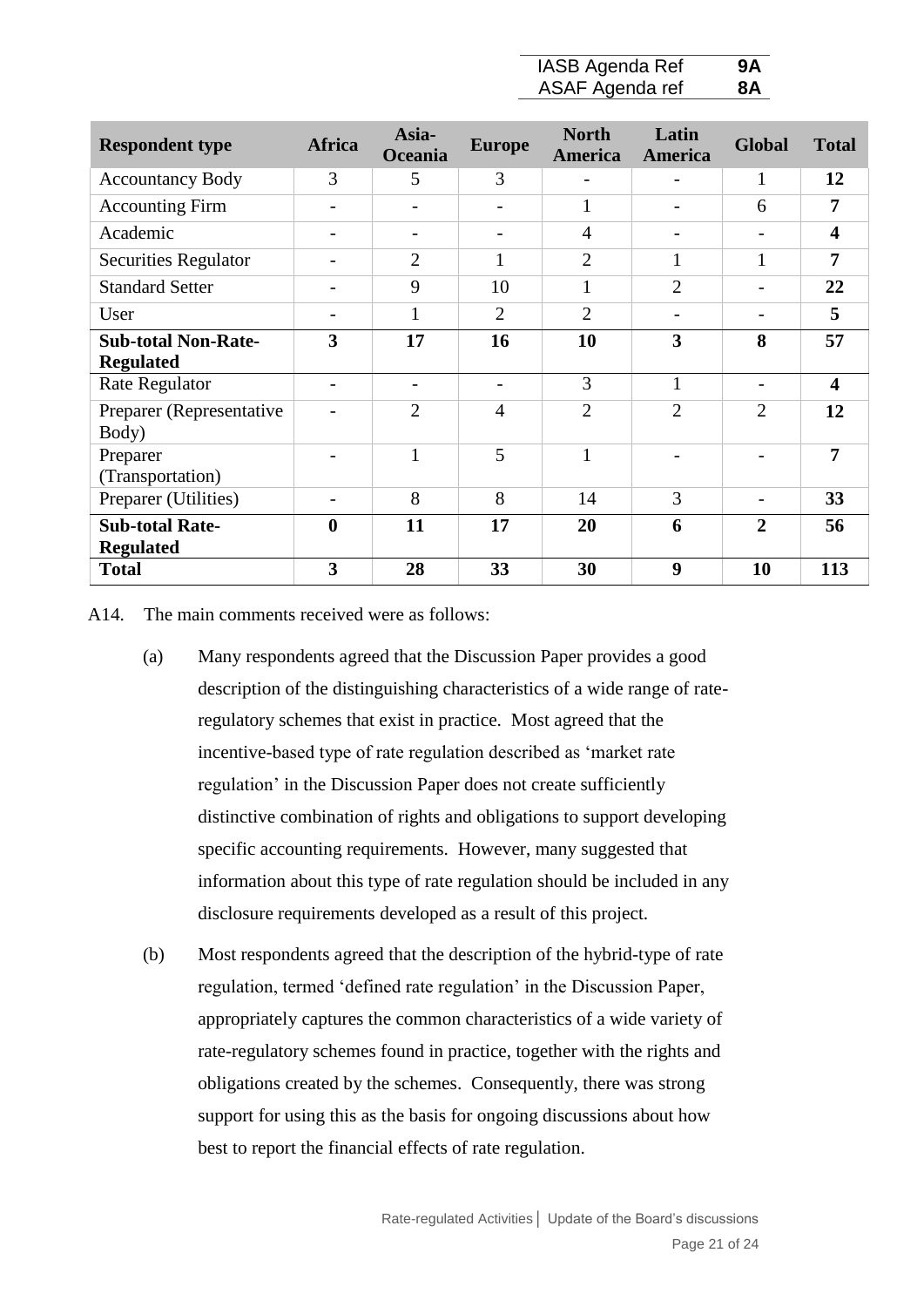| Respondent type | Africa | Asia-Oceania | Europe | North America | Latin America | Global | Total |
|---|---|---|---|---|---|---|---|
| Accountancy Body | 3 | 5 | 3 | - | - | 1 | **12** |
| Accounting Firm | - | - | - | 1 | - | 6 | **7** |
| Academic | - | - | - | 4 | - | - | **4** |
| Securities Regulator | - | 2 | 1 | 2 | 1 | 1 | **7** |
| Standard Setter | - | 9 | 10 | 1 | 2 | - | **22** |
| User | - | 1 | 2 | 2 | - | - | **5** |
| **Sub-total Non-Rate-Regulated** | **3** | **17** | **16** | **10** | **3** | **8** | **57** |
| Rate Regulator | - | - | - | 3 | 1 | - | **4** |
| Preparer (Representative Body) | - | 2 | 4 | 2 | 2 | 2 | **12** |
| Preparer (Transportation) | - | 1 | 5 | 1 | - | - | **7** |
| Preparer (Utilities) | - | 8 | 8 | 14 | 3 | - | **33** |
| **Sub-total Rate-Regulated** | **0** | **11** | **17** | **20** | **6** | **2** | **56** |
| **Total** | **3** | **28** | **33** | **30** | **9** | **10** | **113** |

A14. The main comments received were as follows:

(a) Many respondents agreed that the Discussion Paper provides a good description of the distinguishing characteristics of a wide range of rate-regulatory schemes that exist in practice. Most agreed that the incentive-based type of rate regulation described as 'market rate regulation' in the Discussion Paper does not create sufficiently distinctive combination of rights and obligations to support developing specific accounting requirements. However, many suggested that information about this type of rate regulation should be included in any disclosure requirements developed as a result of this project.

(b) Most respondents agreed that the description of the hybrid-type of rate regulation, termed 'defined rate regulation' in the Discussion Paper, appropriately captures the common characteristics of a wide variety of rate-regulatory schemes found in practice, together with the rights and obligations created by the schemes. Consequently, there was strong support for using this as the basis for ongoing discussions about how best to report the financial effects of rate regulation.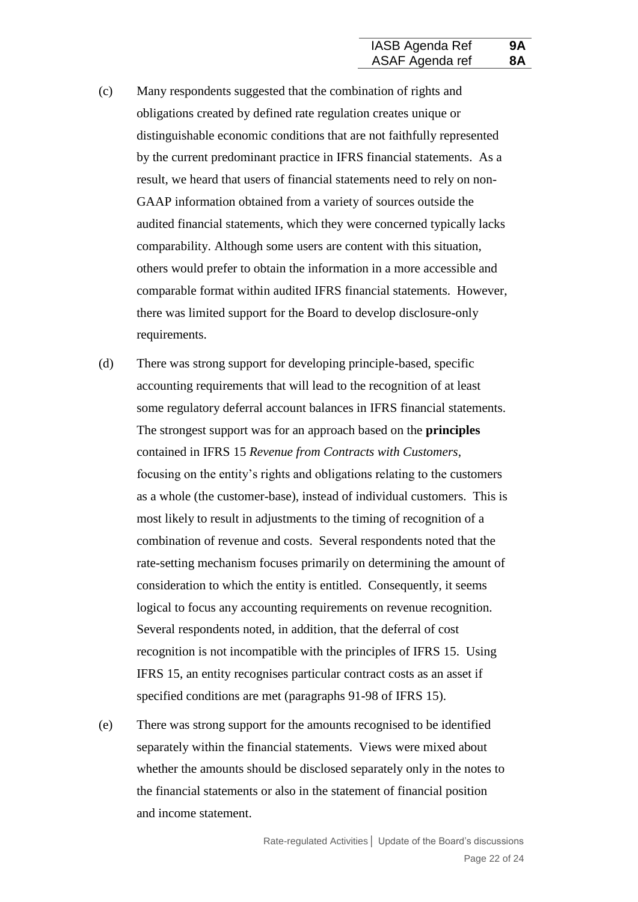(c) Many respondents suggested that the combination of rights and obligations created by defined rate regulation creates unique or distinguishable economic conditions that are not faithfully represented by the current predominant practice in IFRS financial statements. As a result, we heard that users of financial statements need to rely on non-GAAP information obtained from a variety of sources outside the audited financial statements, which they were concerned typically lacks comparability. Although some users are content with this situation, others would prefer to obtain the information in a more accessible and comparable format within audited IFRS financial statements. However, there was limited support for the Board to develop disclosure-only requirements.

(d) There was strong support for developing principle-based, specific accounting requirements that will lead to the recognition of at least some regulatory deferral account balances in IFRS financial statements. The strongest support was for an approach based on the **principles** contained in IFRS 15 *Revenue from Contracts with Customers*, focusing on the entity's rights and obligations relating to the customers as a whole (the customer-base), instead of individual customers. This is most likely to result in adjustments to the timing of recognition of a combination of revenue and costs. Several respondents noted that the rate-setting mechanism focuses primarily on determining the amount of consideration to which the entity is entitled. Consequently, it seems logical to focus any accounting requirements on revenue recognition. Several respondents noted, in addition, that the deferral of cost recognition is not incompatible with the principles of IFRS 15. Using IFRS 15, an entity recognises particular contract costs as an asset if specified conditions are met (paragraphs 91-98 of IFRS 15).

(e) There was strong support for the amounts recognised to be identified separately within the financial statements. Views were mixed about whether the amounts should be disclosed separately only in the notes to the financial statements or also in the statement of financial position and income statement.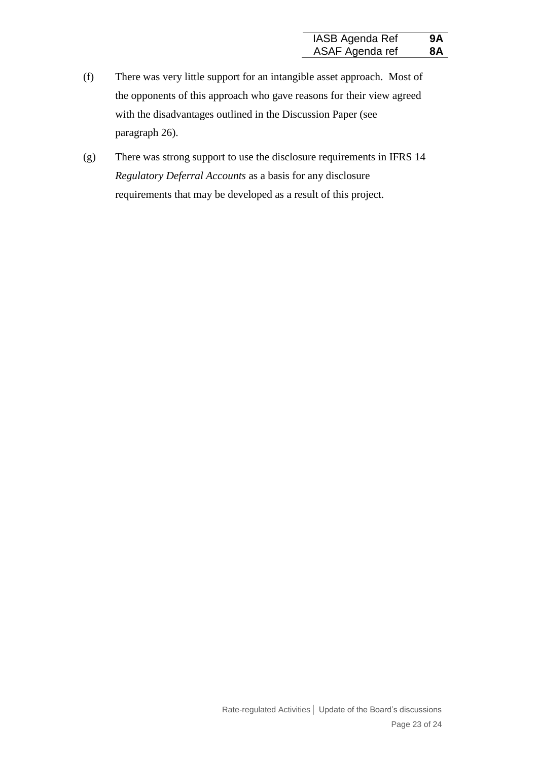(f) There was very little support for an intangible asset approach. Most of the opponents of this approach who gave reasons for their view agreed with the disadvantages outlined in the Discussion Paper (see paragraph 26).

(g) There was strong support to use the disclosure requirements in IFRS 14 *Regulatory Deferral Accounts* as a basis for any disclosure requirements that may be developed as a result of this project.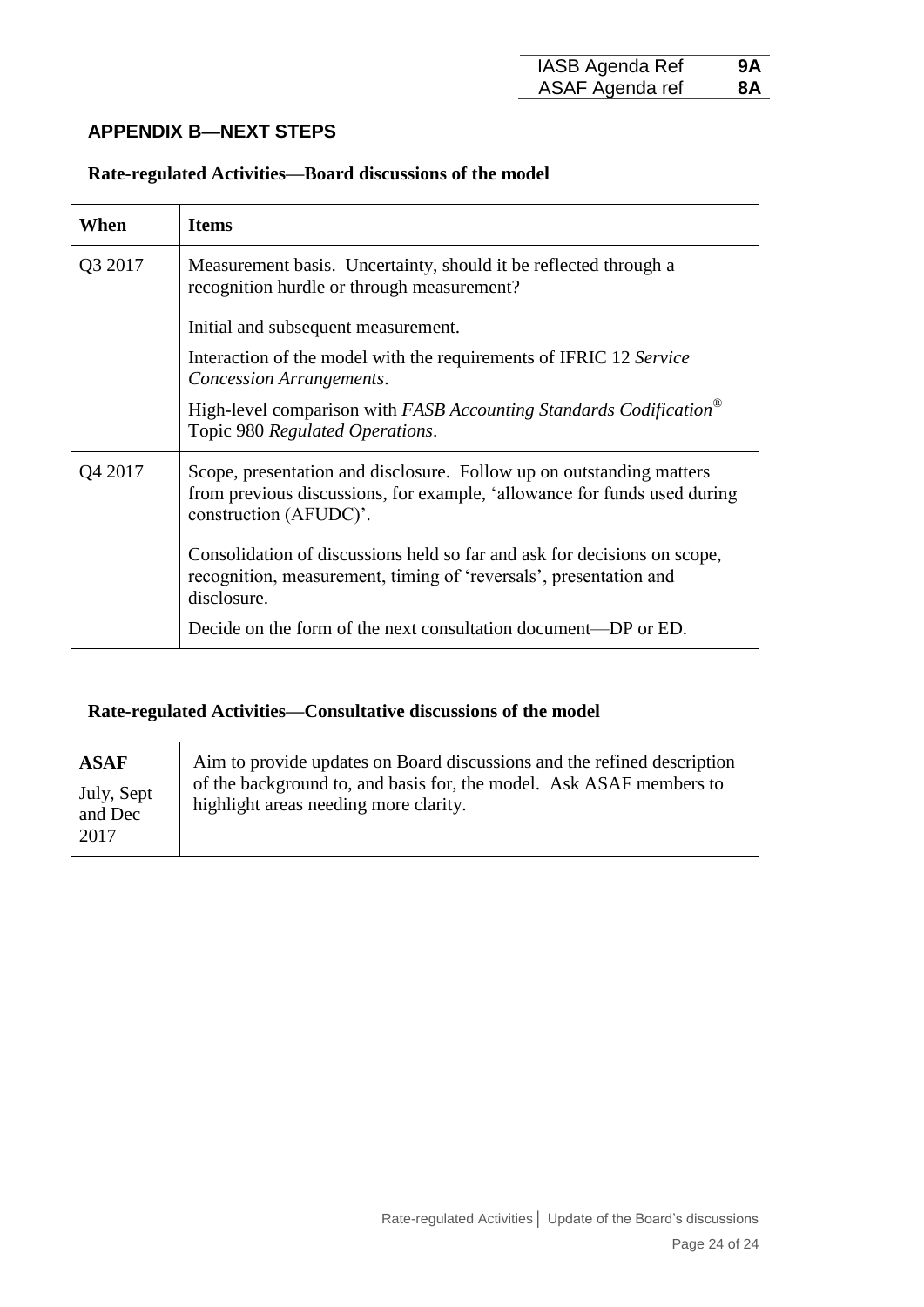## APPENDIX B—NEXT STEPS

### Rate-regulated Activities—Board discussions of the model

| When | Items |
| --- | --- |
| Q3 2017 | Measurement basis. Uncertainty, should it be reflected through a recognition hurdle or through measurement?<br><br>Initial and subsequent measurement.<br><br>Interaction of the model with the requirements of IFRIC 12 *Service Concession Arrangements*.<br><br>High-level comparison with *FASB Accounting Standards Codification®* Topic 980 *Regulated Operations*. |
| Q4 2017 | Scope, presentation and disclosure. Follow up on outstanding matters from previous discussions, for example, 'allowance for funds used during construction (AFUDC)'.<br><br>Consolidation of discussions held so far and ask for decisions on scope, recognition, measurement, timing of 'reversals', presentation and disclosure.<br><br>Decide on the form of the next consultation document—DP or ED. |

### Rate-regulated Activities—Consultative discussions of the model

| | |
| --- | --- |
| **ASAF**<br><br>July, Sept and Dec 2017 | Aim to provide updates on Board discussions and the refined description of the background to, and basis for, the model. Ask ASAF members to highlight areas needing more clarity. |